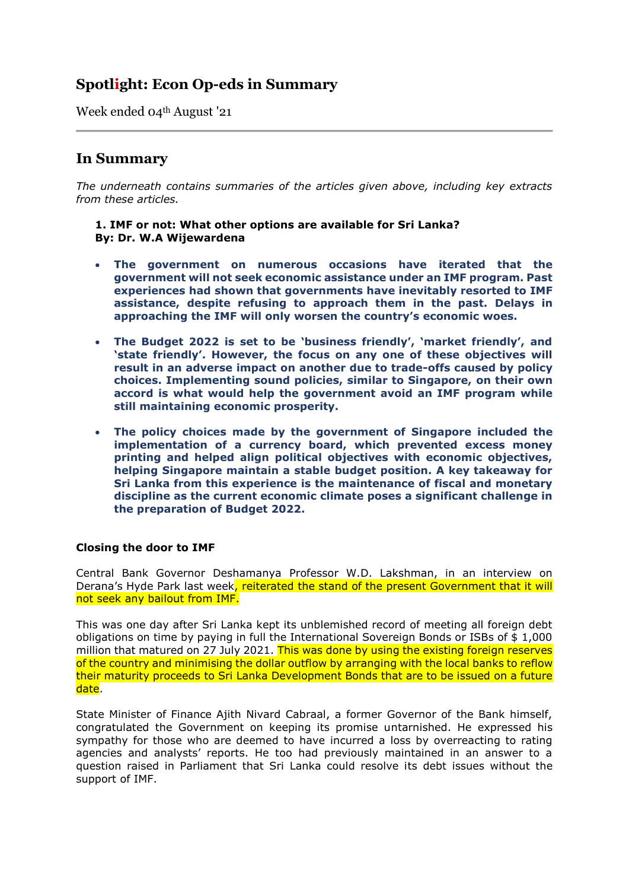# Spotlight: Econ Op-eds in Summary

Week ended 04th August '21

## In Summary

*The underneath contains summaries of the articles given above, including key extracts from these articles.*

**1. IMF or not: What other options are available for Sri Lanka?**
**By: Dr. W.A Wijewardena**

- **The government on numerous occasions have iterated that the government will not seek economic assistance under an IMF program. Past experiences had shown that governments have inevitably resorted to IMF assistance, despite refusing to approach them in the past. Delays in approaching the IMF will only worsen the country's economic woes.**
- **The Budget 2022 is set to be 'business friendly', 'market friendly', and 'state friendly'. However, the focus on any one of these objectives will result in an adverse impact on another due to trade-offs caused by policy choices. Implementing sound policies, similar to Singapore, on their own accord is what would help the government avoid an IMF program while still maintaining economic prosperity.**
- **The policy choices made by the government of Singapore included the implementation of a currency board, which prevented excess money printing and helped align political objectives with economic objectives, helping Singapore maintain a stable budget position. A key takeaway for Sri Lanka from this experience is the maintenance of fiscal and monetary discipline as the current economic climate poses a significant challenge in the preparation of Budget 2022.**

**Closing the door to IMF**

Central Bank Governor Deshamanya Professor W.D. Lakshman, in an interview on Derana's Hyde Park last week, reiterated the stand of the present Government that it will not seek any bailout from IMF.

This was one day after Sri Lanka kept its unblemished record of meeting all foreign debt obligations on time by paying in full the International Sovereign Bonds or ISBs of $ 1,000 million that matured on 27 July 2021. This was done by using the existing foreign reserves of the country and minimising the dollar outflow by arranging with the local banks to reflow their maturity proceeds to Sri Lanka Development Bonds that are to be issued on a future date.

State Minister of Finance Ajith Nivard Cabraal, a former Governor of the Bank himself, congratulated the Government on keeping its promise untarnished. He expressed his sympathy for those who are deemed to have incurred a loss by overreacting to rating agencies and analysts' reports. He too had previously maintained in an answer to a question raised in Parliament that Sri Lanka could resolve its debt issues without the support of IMF.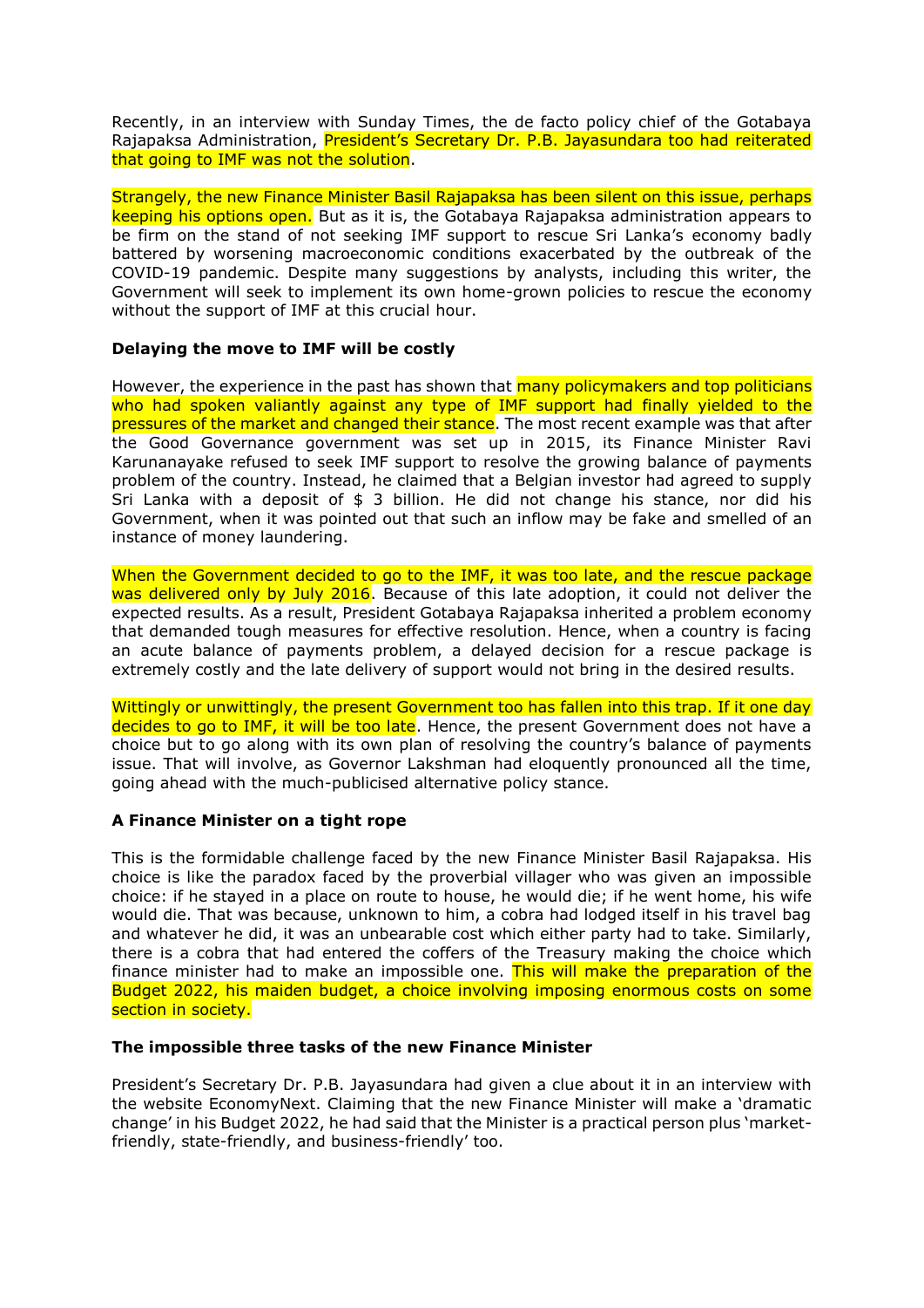Recently, in an interview with Sunday Times, the de facto policy chief of the Gotabaya Rajapaksa Administration, President's Secretary Dr. P.B. Jayasundara too had reiterated that going to IMF was not the solution.

Strangely, the new Finance Minister Basil Rajapaksa has been silent on this issue, perhaps keeping his options open. But as it is, the Gotabaya Rajapaksa administration appears to be firm on the stand of not seeking IMF support to rescue Sri Lanka's economy badly battered by worsening macroeconomic conditions exacerbated by the outbreak of the COVID-19 pandemic. Despite many suggestions by analysts, including this writer, the Government will seek to implement its own home-grown policies to rescue the economy without the support of IMF at this crucial hour.

**Delaying the move to IMF will be costly**

However, the experience in the past has shown that many policymakers and top politicians who had spoken valiantly against any type of IMF support had finally yielded to the pressures of the market and changed their stance. The most recent example was that after the Good Governance government was set up in 2015, its Finance Minister Ravi Karunanayake refused to seek IMF support to resolve the growing balance of payments problem of the country. Instead, he claimed that a Belgian investor had agreed to supply Sri Lanka with a deposit of $ 3 billion. He did not change his stance, nor did his Government, when it was pointed out that such an inflow may be fake and smelled of an instance of money laundering.

When the Government decided to go to the IMF, it was too late, and the rescue package was delivered only by July 2016. Because of this late adoption, it could not deliver the expected results. As a result, President Gotabaya Rajapaksa inherited a problem economy that demanded tough measures for effective resolution. Hence, when a country is facing an acute balance of payments problem, a delayed decision for a rescue package is extremely costly and the late delivery of support would not bring in the desired results.

Wittingly or unwittingly, the present Government too has fallen into this trap. If it one day decides to go to IMF, it will be too late. Hence, the present Government does not have a choice but to go along with its own plan of resolving the country's balance of payments issue. That will involve, as Governor Lakshman had eloquently pronounced all the time, going ahead with the much-publicised alternative policy stance.

**A Finance Minister on a tight rope**

This is the formidable challenge faced by the new Finance Minister Basil Rajapaksa. His choice is like the paradox faced by the proverbial villager who was given an impossible choice: if he stayed in a place on route to house, he would die; if he went home, his wife would die. That was because, unknown to him, a cobra had lodged itself in his travel bag and whatever he did, it was an unbearable cost which either party had to take. Similarly, there is a cobra that had entered the coffers of the Treasury making the choice which finance minister had to make an impossible one. This will make the preparation of the Budget 2022, his maiden budget, a choice involving imposing enormous costs on some section in society.

**The impossible three tasks of the new Finance Minister**

President's Secretary Dr. P.B. Jayasundara had given a clue about it in an interview with the website EconomyNext. Claiming that the new Finance Minister will make a 'dramatic change' in his Budget 2022, he had said that the Minister is a practical person plus 'market-friendly, state-friendly, and business-friendly' too.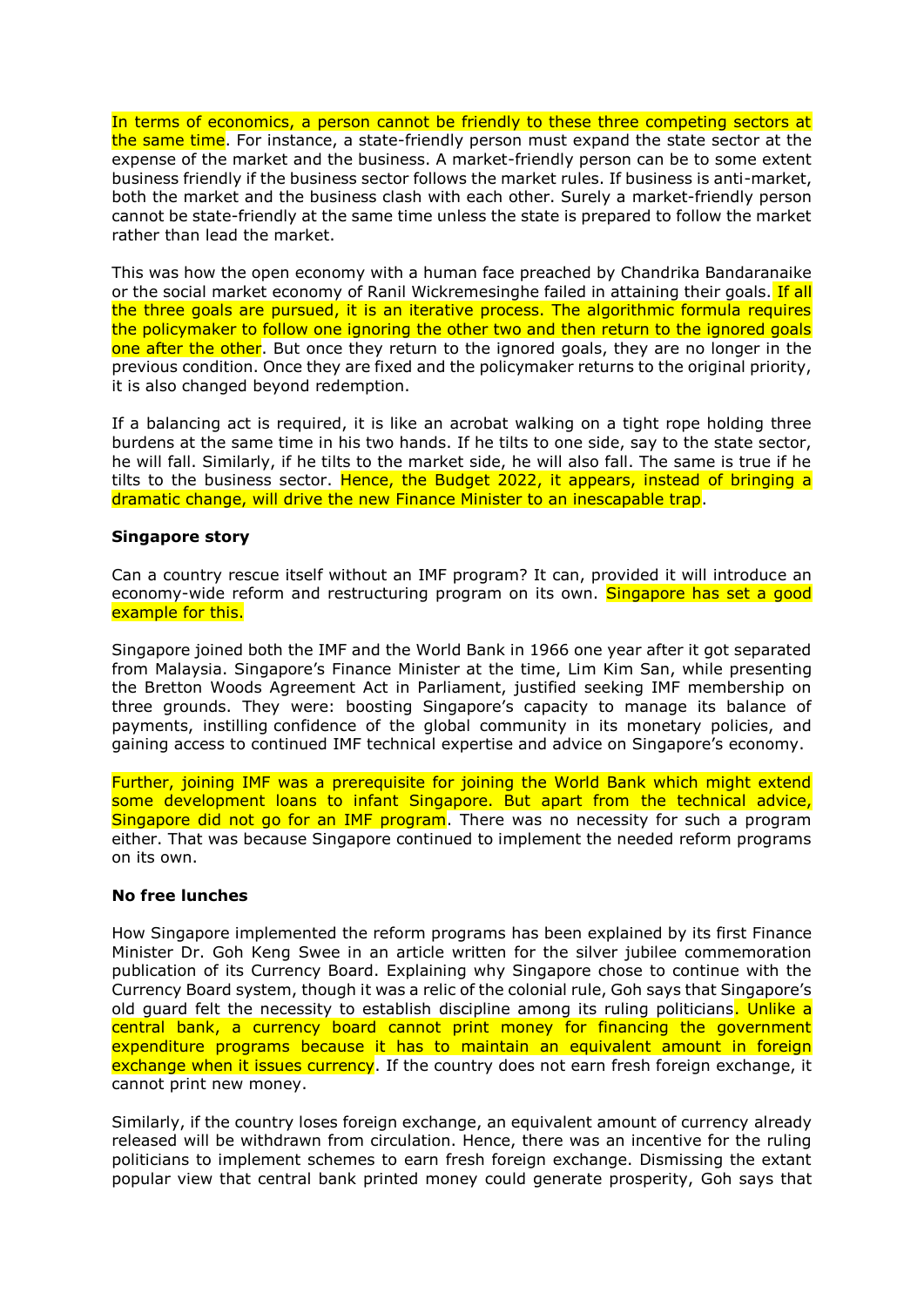In terms of economics, a person cannot be friendly to these three competing sectors at the same time. For instance, a state-friendly person must expand the state sector at the expense of the market and the business. A market-friendly person can be to some extent business friendly if the business sector follows the market rules. If business is anti-market, both the market and the business clash with each other. Surely a market-friendly person cannot be state-friendly at the same time unless the state is prepared to follow the market rather than lead the market.

This was how the open economy with a human face preached by Chandrika Bandaranaike or the social market economy of Ranil Wickremesinghe failed in attaining their goals. If all the three goals are pursued, it is an iterative process. The algorithmic formula requires the policymaker to follow one ignoring the other two and then return to the ignored goals one after the other. But once they return to the ignored goals, they are no longer in the previous condition. Once they are fixed and the policymaker returns to the original priority, it is also changed beyond redemption.

If a balancing act is required, it is like an acrobat walking on a tight rope holding three burdens at the same time in his two hands. If he tilts to one side, say to the state sector, he will fall. Similarly, if he tilts to the market side, he will also fall. The same is true if he tilts to the business sector. Hence, the Budget 2022, it appears, instead of bringing a dramatic change, will drive the new Finance Minister to an inescapable trap.

**Singapore story**

Can a country rescue itself without an IMF program? It can, provided it will introduce an economy-wide reform and restructuring program on its own. Singapore has set a good example for this.

Singapore joined both the IMF and the World Bank in 1966 one year after it got separated from Malaysia. Singapore's Finance Minister at the time, Lim Kim San, while presenting the Bretton Woods Agreement Act in Parliament, justified seeking IMF membership on three grounds. They were: boosting Singapore's capacity to manage its balance of payments, instilling confidence of the global community in its monetary policies, and gaining access to continued IMF technical expertise and advice on Singapore's economy.

Further, joining IMF was a prerequisite for joining the World Bank which might extend some development loans to infant Singapore. But apart from the technical advice, Singapore did not go for an IMF program. There was no necessity for such a program either. That was because Singapore continued to implement the needed reform programs on its own.

**No free lunches**

How Singapore implemented the reform programs has been explained by its first Finance Minister Dr. Goh Keng Swee in an article written for the silver jubilee commemoration publication of its Currency Board. Explaining why Singapore chose to continue with the Currency Board system, though it was a relic of the colonial rule, Goh says that Singapore's old guard felt the necessity to establish discipline among its ruling politicians. Unlike a central bank, a currency board cannot print money for financing the government expenditure programs because it has to maintain an equivalent amount in foreign exchange when it issues currency. If the country does not earn fresh foreign exchange, it cannot print new money.

Similarly, if the country loses foreign exchange, an equivalent amount of currency already released will be withdrawn from circulation. Hence, there was an incentive for the ruling politicians to implement schemes to earn fresh foreign exchange. Dismissing the extant popular view that central bank printed money could generate prosperity, Goh says that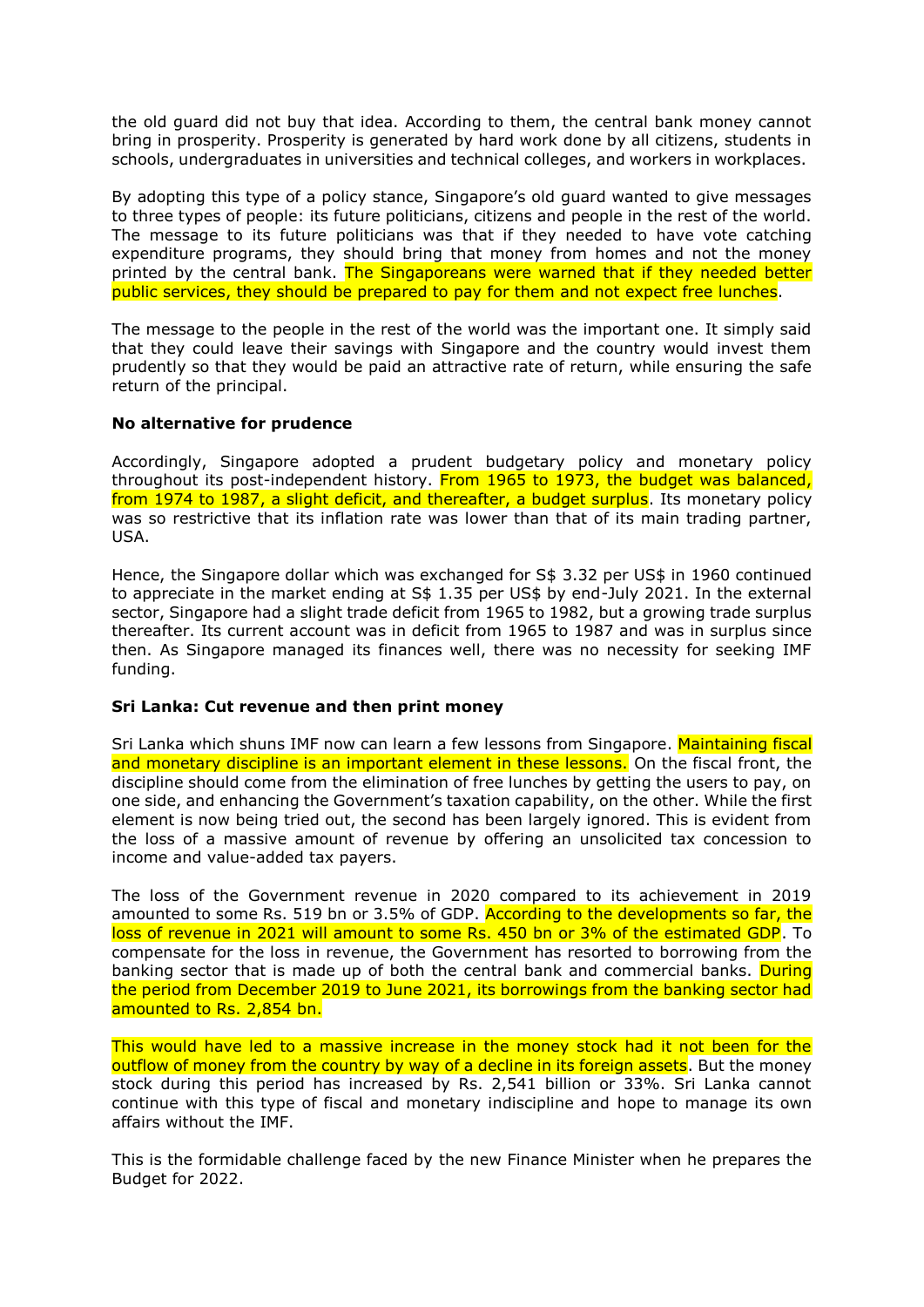the old guard did not buy that idea. According to them, the central bank money cannot bring in prosperity. Prosperity is generated by hard work done by all citizens, students in schools, undergraduates in universities and technical colleges, and workers in workplaces.

By adopting this type of a policy stance, Singapore's old guard wanted to give messages to three types of people: its future politicians, citizens and people in the rest of the world. The message to its future politicians was that if they needed to have vote catching expenditure programs, they should bring that money from homes and not the money printed by the central bank. The Singaporeans were warned that if they needed better public services, they should be prepared to pay for them and not expect free lunches.

The message to the people in the rest of the world was the important one. It simply said that they could leave their savings with Singapore and the country would invest them prudently so that they would be paid an attractive rate of return, while ensuring the safe return of the principal.

**No alternative for prudence**

Accordingly, Singapore adopted a prudent budgetary policy and monetary policy throughout its post-independent history. From 1965 to 1973, the budget was balanced, from 1974 to 1987, a slight deficit, and thereafter, a budget surplus. Its monetary policy was so restrictive that its inflation rate was lower than that of its main trading partner, USA.

Hence, the Singapore dollar which was exchanged for S$ 3.32 per US$ in 1960 continued to appreciate in the market ending at S$ 1.35 per US$ by end-July 2021. In the external sector, Singapore had a slight trade deficit from 1965 to 1982, but a growing trade surplus thereafter. Its current account was in deficit from 1965 to 1987 and was in surplus since then. As Singapore managed its finances well, there was no necessity for seeking IMF funding.

**Sri Lanka: Cut revenue and then print money**

Sri Lanka which shuns IMF now can learn a few lessons from Singapore. Maintaining fiscal and monetary discipline is an important element in these lessons. On the fiscal front, the discipline should come from the elimination of free lunches by getting the users to pay, on one side, and enhancing the Government's taxation capability, on the other. While the first element is now being tried out, the second has been largely ignored. This is evident from the loss of a massive amount of revenue by offering an unsolicited tax concession to income and value-added tax payers.

The loss of the Government revenue in 2020 compared to its achievement in 2019 amounted to some Rs. 519 bn or 3.5% of GDP. According to the developments so far, the loss of revenue in 2021 will amount to some Rs. 450 bn or 3% of the estimated GDP. To compensate for the loss in revenue, the Government has resorted to borrowing from the banking sector that is made up of both the central bank and commercial banks. During the period from December 2019 to June 2021, its borrowings from the banking sector had amounted to Rs. 2,854 bn.

This would have led to a massive increase in the money stock had it not been for the outflow of money from the country by way of a decline in its foreign assets. But the money stock during this period has increased by Rs. 2,541 billion or 33%. Sri Lanka cannot continue with this type of fiscal and monetary indiscipline and hope to manage its own affairs without the IMF.

This is the formidable challenge faced by the new Finance Minister when he prepares the Budget for 2022.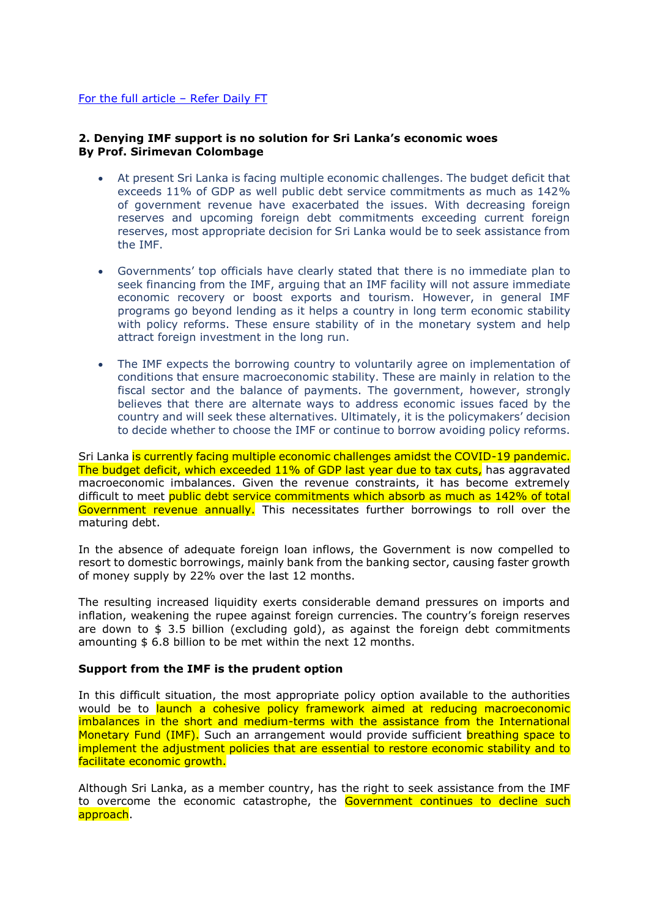[For the full article – Refer Daily FT]

**2. Denying IMF support is no solution for Sri Lanka's economic woes**
**By Prof. Sirimevan Colombage**

- At present Sri Lanka is facing multiple economic challenges. The budget deficit that exceeds 11% of GDP as well public debt service commitments as much as 142% of government revenue have exacerbated the issues. With decreasing foreign reserves and upcoming foreign debt commitments exceeding current foreign reserves, most appropriate decision for Sri Lanka would be to seek assistance from the IMF.

- Governments' top officials have clearly stated that there is no immediate plan to seek financing from the IMF, arguing that an IMF facility will not assure immediate economic recovery or boost exports and tourism. However, in general IMF programs go beyond lending as it helps a country in long term economic stability with policy reforms. These ensure stability of in the monetary system and help attract foreign investment in the long run.

- The IMF expects the borrowing country to voluntarily agree on implementation of conditions that ensure macroeconomic stability. These are mainly in relation to the fiscal sector and the balance of payments. The government, however, strongly believes that there are alternate ways to address economic issues faced by the country and will seek these alternatives. Ultimately, it is the policymakers' decision to decide whether to choose the IMF or continue to borrow avoiding policy reforms.

Sri Lanka is currently facing multiple economic challenges amidst the COVID-19 pandemic. The budget deficit, which exceeded 11% of GDP last year due to tax cuts, has aggravated macroeconomic imbalances. Given the revenue constraints, it has become extremely difficult to meet public debt service commitments which absorb as much as 142% of total Government revenue annually. This necessitates further borrowings to roll over the maturing debt.

In the absence of adequate foreign loan inflows, the Government is now compelled to resort to domestic borrowings, mainly bank from the banking sector, causing faster growth of money supply by 22% over the last 12 months.

The resulting increased liquidity exerts considerable demand pressures on imports and inflation, weakening the rupee against foreign currencies. The country's foreign reserves are down to $ 3.5 billion (excluding gold), as against the foreign debt commitments amounting $ 6.8 billion to be met within the next 12 months.

**Support from the IMF is the prudent option**

In this difficult situation, the most appropriate policy option available to the authorities would be to launch a cohesive policy framework aimed at reducing macroeconomic imbalances in the short and medium-terms with the assistance from the International Monetary Fund (IMF). Such an arrangement would provide sufficient breathing space to implement the adjustment policies that are essential to restore economic stability and to facilitate economic growth.

Although Sri Lanka, as a member country, has the right to seek assistance from the IMF to overcome the economic catastrophe, the Government continues to decline such approach.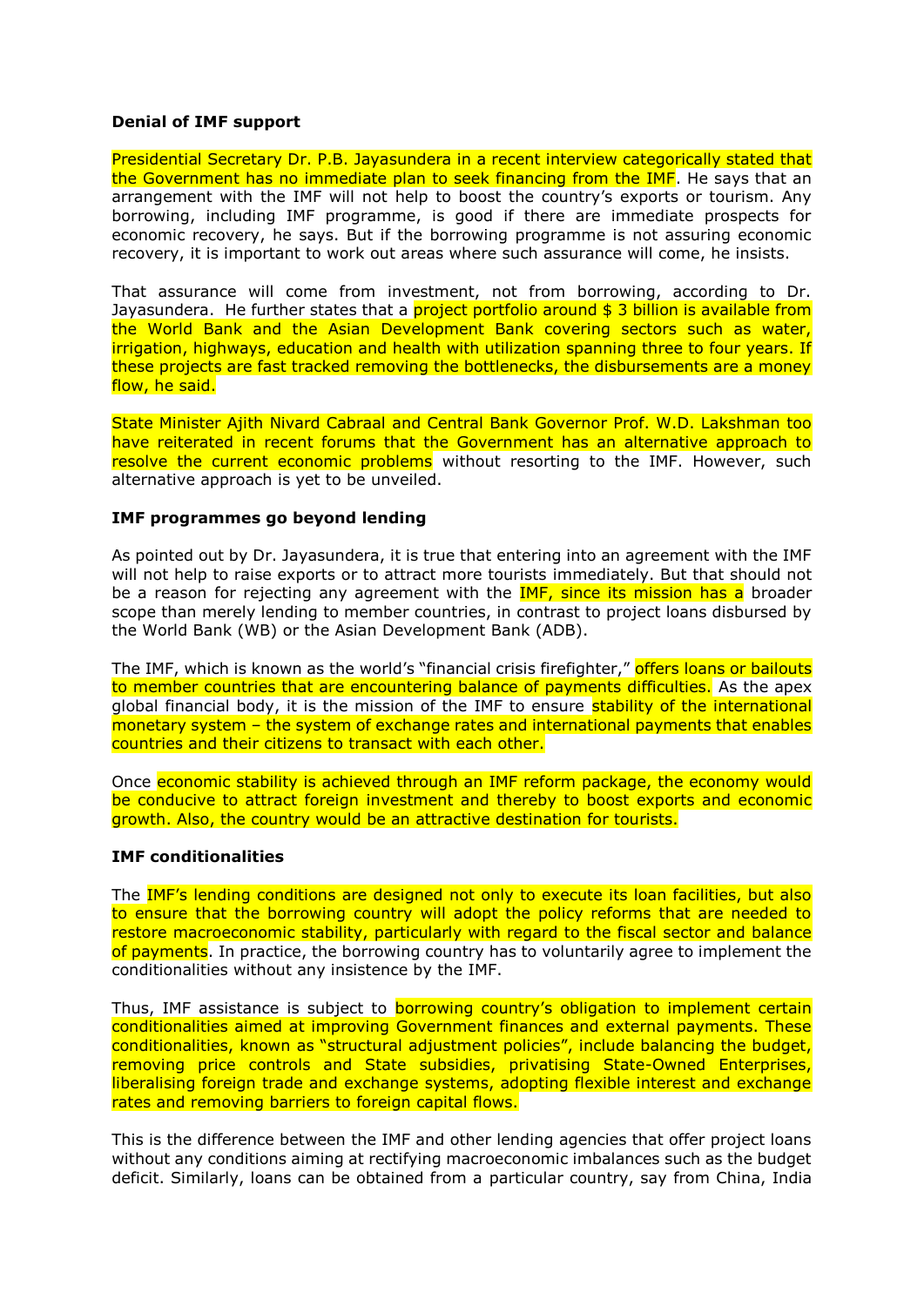**Denial of IMF support**

Presidential Secretary Dr. P.B. Jayasundera in a recent interview categorically stated that the Government has no immediate plan to seek financing from the IMF. He says that an arrangement with the IMF will not help to boost the country's exports or tourism. Any borrowing, including IMF programme, is good if there are immediate prospects for economic recovery, he says. But if the borrowing programme is not assuring economic recovery, it is important to work out areas where such assurance will come, he insists.

That assurance will come from investment, not from borrowing, according to Dr. Jayasundera. He further states that a project portfolio around $ 3 billion is available from the World Bank and the Asian Development Bank covering sectors such as water, irrigation, highways, education and health with utilization spanning three to four years. If these projects are fast tracked removing the bottlenecks, the disbursements are a money flow, he said.

State Minister Ajith Nivard Cabraal and Central Bank Governor Prof. W.D. Lakshman too have reiterated in recent forums that the Government has an alternative approach to resolve the current economic problems without resorting to the IMF. However, such alternative approach is yet to be unveiled.

**IMF programmes go beyond lending**

As pointed out by Dr. Jayasundera, it is true that entering into an agreement with the IMF will not help to raise exports or to attract more tourists immediately. But that should not be a reason for rejecting any agreement with the IMF, since its mission has a broader scope than merely lending to member countries, in contrast to project loans disbursed by the World Bank (WB) or the Asian Development Bank (ADB).

The IMF, which is known as the world's "financial crisis firefighter," offers loans or bailouts to member countries that are encountering balance of payments difficulties. As the apex global financial body, it is the mission of the IMF to ensure stability of the international monetary system – the system of exchange rates and international payments that enables countries and their citizens to transact with each other.

Once economic stability is achieved through an IMF reform package, the economy would be conducive to attract foreign investment and thereby to boost exports and economic growth. Also, the country would be an attractive destination for tourists.

**IMF conditionalities**

The IMF's lending conditions are designed not only to execute its loan facilities, but also to ensure that the borrowing country will adopt the policy reforms that are needed to restore macroeconomic stability, particularly with regard to the fiscal sector and balance of payments. In practice, the borrowing country has to voluntarily agree to implement the conditionalities without any insistence by the IMF.

Thus, IMF assistance is subject to borrowing country's obligation to implement certain conditionalities aimed at improving Government finances and external payments. These conditionalities, known as "structural adjustment policies", include balancing the budget, removing price controls and State subsidies, privatising State-Owned Enterprises, liberalising foreign trade and exchange systems, adopting flexible interest and exchange rates and removing barriers to foreign capital flows.

This is the difference between the IMF and other lending agencies that offer project loans without any conditions aiming at rectifying macroeconomic imbalances such as the budget deficit. Similarly, loans can be obtained from a particular country, say from China, India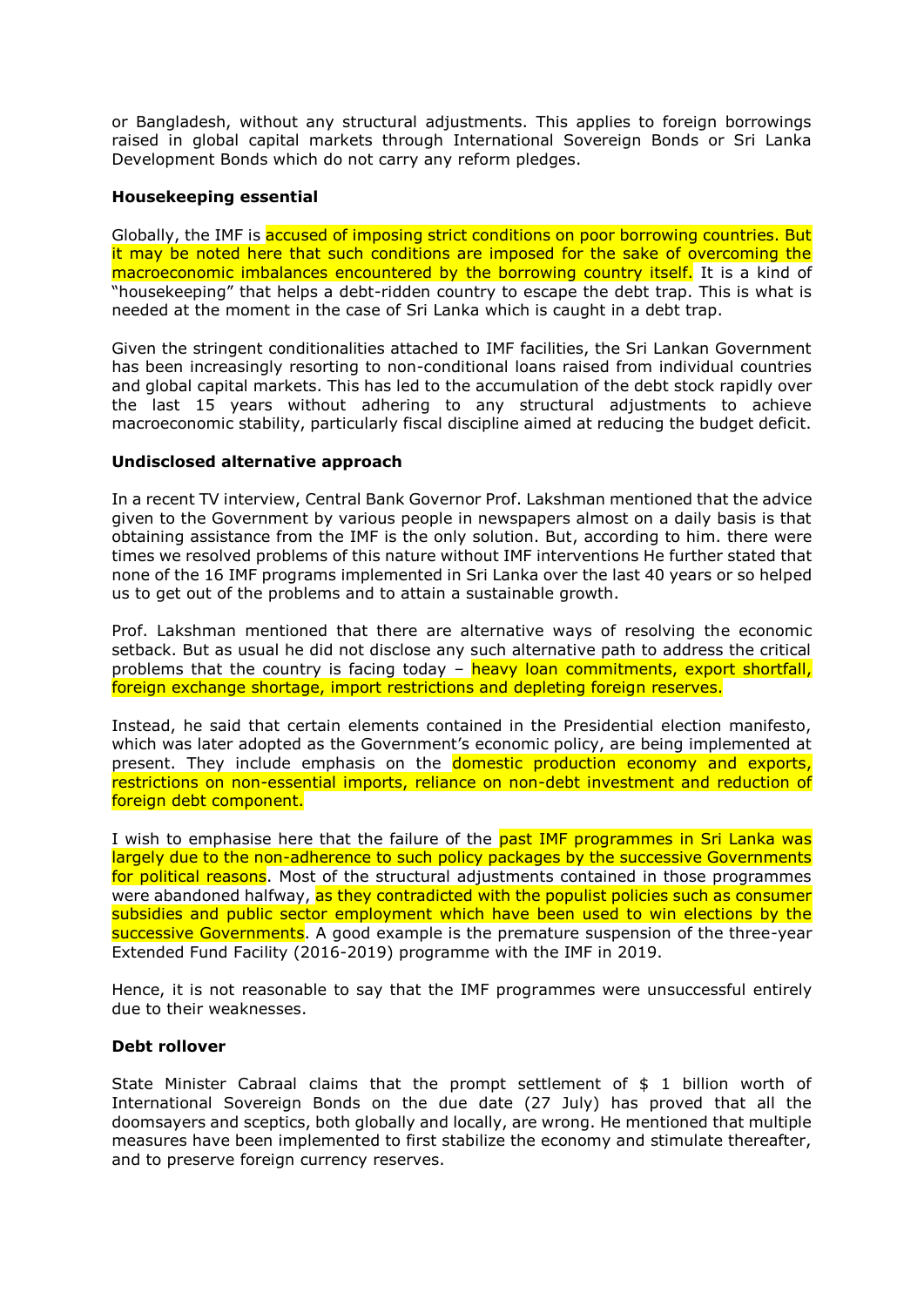or Bangladesh, without any structural adjustments. This applies to foreign borrowings raised in global capital markets through International Sovereign Bonds or Sri Lanka Development Bonds which do not carry any reform pledges.

**Housekeeping essential**

Globally, the IMF is accused of imposing strict conditions on poor borrowing countries. But it may be noted here that such conditions are imposed for the sake of overcoming the macroeconomic imbalances encountered by the borrowing country itself. It is a kind of "housekeeping" that helps a debt-ridden country to escape the debt trap. This is what is needed at the moment in the case of Sri Lanka which is caught in a debt trap.

Given the stringent conditionalities attached to IMF facilities, the Sri Lankan Government has been increasingly resorting to non-conditional loans raised from individual countries and global capital markets. This has led to the accumulation of the debt stock rapidly over the last 15 years without adhering to any structural adjustments to achieve macroeconomic stability, particularly fiscal discipline aimed at reducing the budget deficit.

**Undisclosed alternative approach**

In a recent TV interview, Central Bank Governor Prof. Lakshman mentioned that the advice given to the Government by various people in newspapers almost on a daily basis is that obtaining assistance from the IMF is the only solution. But, according to him. there were times we resolved problems of this nature without IMF interventions He further stated that none of the 16 IMF programs implemented in Sri Lanka over the last 40 years or so helped us to get out of the problems and to attain a sustainable growth.

Prof. Lakshman mentioned that there are alternative ways of resolving the economic setback. But as usual he did not disclose any such alternative path to address the critical problems that the country is facing today – heavy loan commitments, export shortfall, foreign exchange shortage, import restrictions and depleting foreign reserves.

Instead, he said that certain elements contained in the Presidential election manifesto, which was later adopted as the Government's economic policy, are being implemented at present. They include emphasis on the domestic production economy and exports, restrictions on non-essential imports, reliance on non-debt investment and reduction of foreign debt component.

I wish to emphasise here that the failure of the past IMF programmes in Sri Lanka was largely due to the non-adherence to such policy packages by the successive Governments for political reasons. Most of the structural adjustments contained in those programmes were abandoned halfway, as they contradicted with the populist policies such as consumer subsidies and public sector employment which have been used to win elections by the successive Governments. A good example is the premature suspension of the three-year Extended Fund Facility (2016-2019) programme with the IMF in 2019.

Hence, it is not reasonable to say that the IMF programmes were unsuccessful entirely due to their weaknesses.

**Debt rollover**

State Minister Cabraal claims that the prompt settlement of $ 1 billion worth of International Sovereign Bonds on the due date (27 July) has proved that all the doomsayers and sceptics, both globally and locally, are wrong. He mentioned that multiple measures have been implemented to first stabilize the economy and stimulate thereafter, and to preserve foreign currency reserves.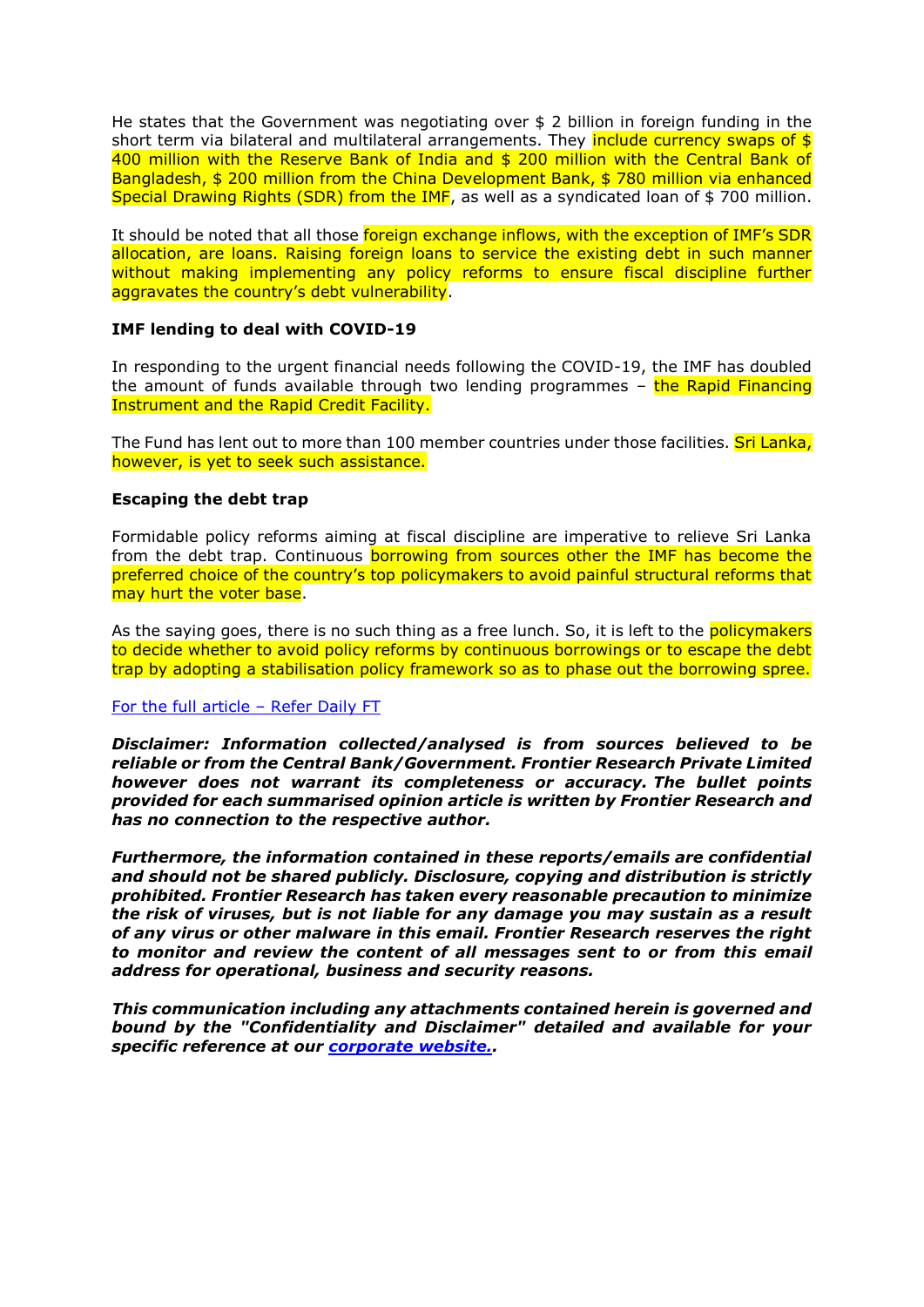He states that the Government was negotiating over $ 2 billion in foreign funding in the short term via bilateral and multilateral arrangements. They include currency swaps of $ 400 million with the Reserve Bank of India and $ 200 million with the Central Bank of Bangladesh, $ 200 million from the China Development Bank, $ 780 million via enhanced Special Drawing Rights (SDR) from the IMF, as well as a syndicated loan of $ 700 million.

It should be noted that all those foreign exchange inflows, with the exception of IMF's SDR allocation, are loans. Raising foreign loans to service the existing debt in such manner without making implementing any policy reforms to ensure fiscal discipline further aggravates the country's debt vulnerability.

**IMF lending to deal with COVID-19**

In responding to the urgent financial needs following the COVID-19, the IMF has doubled the amount of funds available through two lending programmes – the Rapid Financing Instrument and the Rapid Credit Facility.

The Fund has lent out to more than 100 member countries under those facilities. Sri Lanka, however, is yet to seek such assistance.

**Escaping the debt trap**

Formidable policy reforms aiming at fiscal discipline are imperative to relieve Sri Lanka from the debt trap. Continuous borrowing from sources other the IMF has become the preferred choice of the country's top policymakers to avoid painful structural reforms that may hurt the voter base.

As the saying goes, there is no such thing as a free lunch. So, it is left to the policymakers to decide whether to avoid policy reforms by continuous borrowings or to escape the debt trap by adopting a stabilisation policy framework so as to phase out the borrowing spree.

For the full article – Refer Daily FT

***Disclaimer: Information collected/analysed is from sources believed to be reliable or from the Central Bank/Government. Frontier Research Private Limited however does not warrant its completeness or accuracy. The bullet points provided for each summarised opinion article is written by Frontier Research and has no connection to the respective author.***

***Furthermore, the information contained in these reports/emails are confidential and should not be shared publicly. Disclosure, copying and distribution is strictly prohibited. Frontier Research has taken every reasonable precaution to minimize the risk of viruses, but is not liable for any damage you may sustain as a result of any virus or other malware in this email. Frontier Research reserves the right to monitor and review the content of all messages sent to or from this email address for operational, business and security reasons.***

***This communication including any attachments contained herein is governed and bound by the "Confidentiality and Disclaimer" detailed and available for your specific reference at our corporate website..***